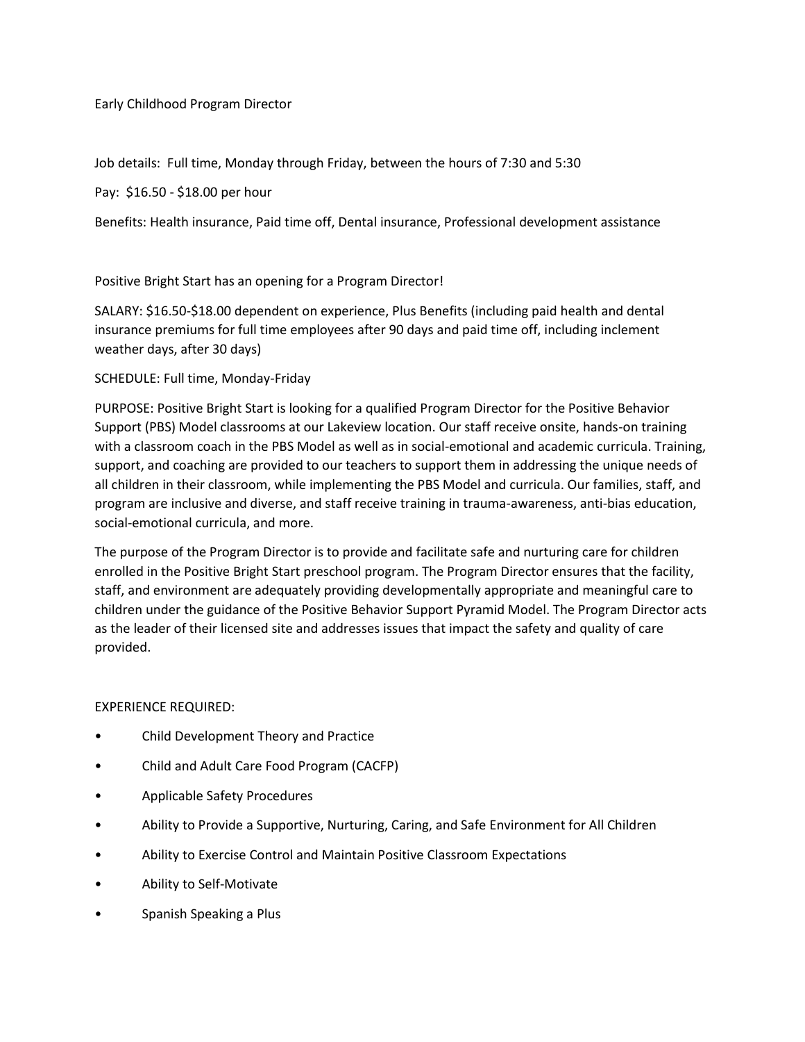# Early Childhood Program Director

Job details: Full time, Monday through Friday, between the hours of 7:30 and 5:30

Pay: $16.50 - $18.00 per hour

Benefits: Health insurance, Paid time off, Dental insurance, Professional development assistance

Positive Bright Start has an opening for a Program Director!

SALARY: $16.50-$18.00 dependent on experience, Plus Benefits (including paid health and dental insurance premiums for full time employees after 90 days and paid time off, including inclement weather days, after 30 days)

SCHEDULE: Full time, Monday-Friday

PURPOSE: Positive Bright Start is looking for a qualified Program Director for the Positive Behavior Support (PBS) Model classrooms at our Lakeview location. Our staff receive onsite, hands-on training with a classroom coach in the PBS Model as well as in social-emotional and academic curricula. Training, support, and coaching are provided to our teachers to support them in addressing the unique needs of all children in their classroom, while implementing the PBS Model and curricula. Our families, staff, and program are inclusive and diverse, and staff receive training in trauma-awareness, anti-bias education, social-emotional curricula, and more.

The purpose of the Program Director is to provide and facilitate safe and nurturing care for children enrolled in the Positive Bright Start preschool program. The Program Director ensures that the facility, staff, and environment are adequately providing developmentally appropriate and meaningful care to children under the guidance of the Positive Behavior Support Pyramid Model. The Program Director acts as the leader of their licensed site and addresses issues that impact the safety and quality of care provided.

EXPERIENCE REQUIRED:

- Child Development Theory and Practice
- Child and Adult Care Food Program (CACFP)
- Applicable Safety Procedures
- Ability to Provide a Supportive, Nurturing, Caring, and Safe Environment for All Children
- Ability to Exercise Control and Maintain Positive Classroom Expectations
- Ability to Self-Motivate
- Spanish Speaking a Plus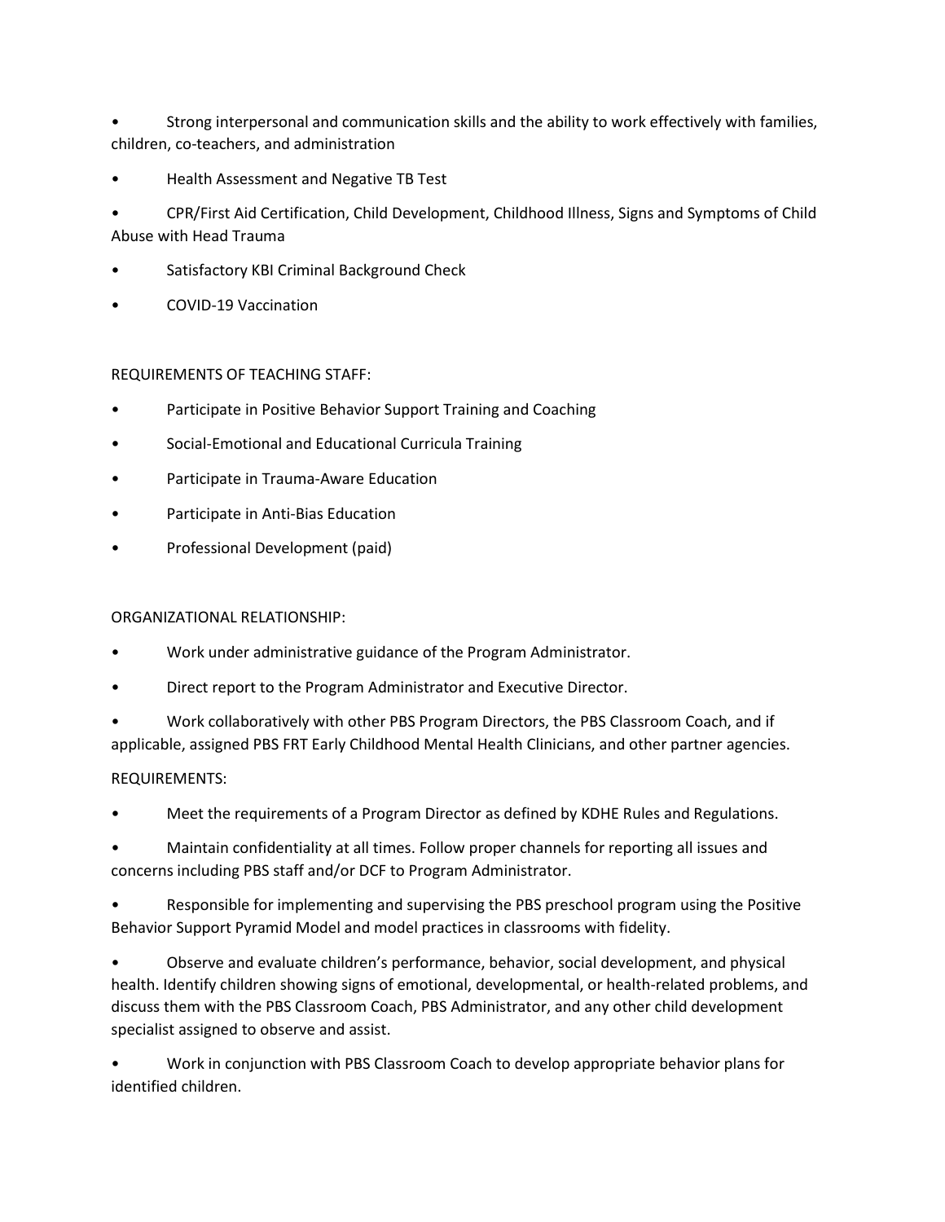- Strong interpersonal and communication skills and the ability to work effectively with families, children, co-teachers, and administration
- Health Assessment and Negative TB Test
- CPR/First Aid Certification, Child Development, Childhood Illness, Signs and Symptoms of Child Abuse with Head Trauma
- Satisfactory KBI Criminal Background Check
- COVID-19 Vaccination

REQUIREMENTS OF TEACHING STAFF:

- Participate in Positive Behavior Support Training and Coaching
- Social-Emotional and Educational Curricula Training
- Participate in Trauma-Aware Education
- Participate in Anti-Bias Education
- Professional Development (paid)

ORGANIZATIONAL RELATIONSHIP:

- Work under administrative guidance of the Program Administrator.
- Direct report to the Program Administrator and Executive Director.
- Work collaboratively with other PBS Program Directors, the PBS Classroom Coach, and if applicable, assigned PBS FRT Early Childhood Mental Health Clinicians, and other partner agencies.

REQUIREMENTS:

- Meet the requirements of a Program Director as defined by KDHE Rules and Regulations.
- Maintain confidentiality at all times. Follow proper channels for reporting all issues and concerns including PBS staff and/or DCF to Program Administrator.
- Responsible for implementing and supervising the PBS preschool program using the Positive Behavior Support Pyramid Model and model practices in classrooms with fidelity.
- Observe and evaluate children's performance, behavior, social development, and physical health. Identify children showing signs of emotional, developmental, or health-related problems, and discuss them with the PBS Classroom Coach, PBS Administrator, and any other child development specialist assigned to observe and assist.
- Work in conjunction with PBS Classroom Coach to develop appropriate behavior plans for identified children.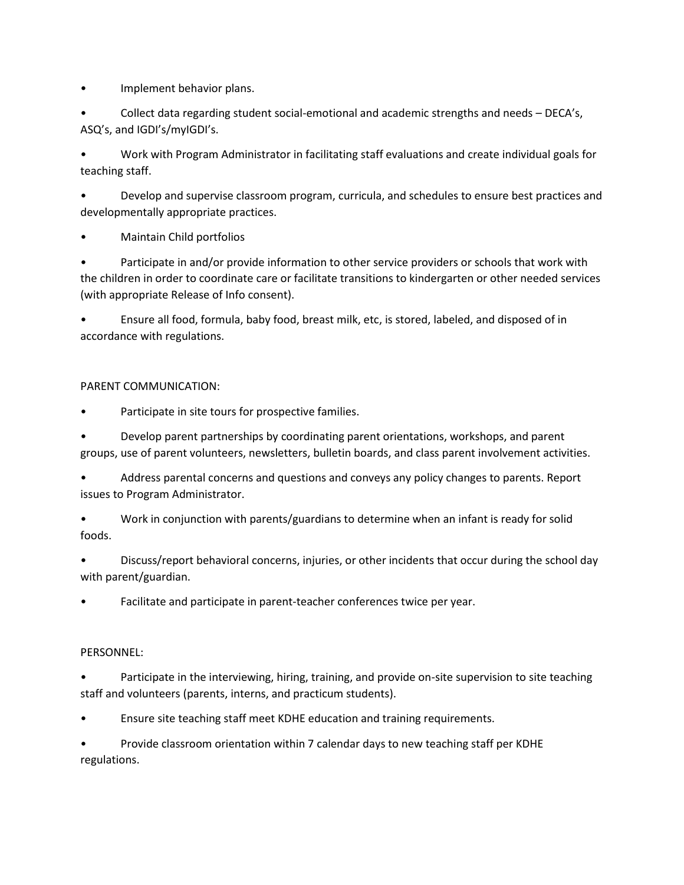- Implement behavior plans.
- Collect data regarding student social-emotional and academic strengths and needs – DECA's, ASQ's, and IGDI's/myIGDI's.
- Work with Program Administrator in facilitating staff evaluations and create individual goals for teaching staff.
- Develop and supervise classroom program, curricula, and schedules to ensure best practices and developmentally appropriate practices.
- Maintain Child portfolios
- Participate in and/or provide information to other service providers or schools that work with the children in order to coordinate care or facilitate transitions to kindergarten or other needed services (with appropriate Release of Info consent).
- Ensure all food, formula, baby food, breast milk, etc, is stored, labeled, and disposed of in accordance with regulations.

PARENT COMMUNICATION:

- Participate in site tours for prospective families.
- Develop parent partnerships by coordinating parent orientations, workshops, and parent groups, use of parent volunteers, newsletters, bulletin boards, and class parent involvement activities.
- Address parental concerns and questions and conveys any policy changes to parents. Report issues to Program Administrator.
- Work in conjunction with parents/guardians to determine when an infant is ready for solid foods.
- Discuss/report behavioral concerns, injuries, or other incidents that occur during the school day with parent/guardian.
- Facilitate and participate in parent-teacher conferences twice per year.

PERSONNEL:

- Participate in the interviewing, hiring, training, and provide on-site supervision to site teaching staff and volunteers (parents, interns, and practicum students).
- Ensure site teaching staff meet KDHE education and training requirements.
- Provide classroom orientation within 7 calendar days to new teaching staff per KDHE regulations.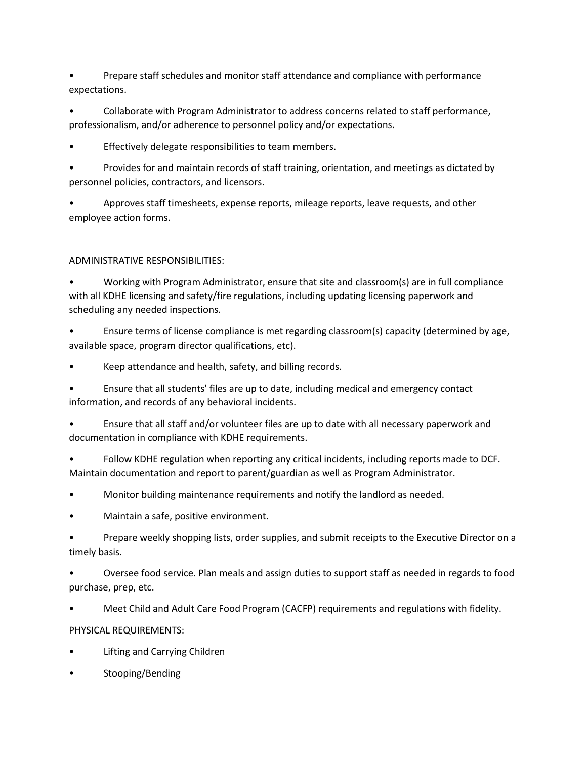- Prepare staff schedules and monitor staff attendance and compliance with performance expectations.
- Collaborate with Program Administrator to address concerns related to staff performance, professionalism, and/or adherence to personnel policy and/or expectations.
- Effectively delegate responsibilities to team members.
- Provides for and maintain records of staff training, orientation, and meetings as dictated by personnel policies, contractors, and licensors.
- Approves staff timesheets, expense reports, mileage reports, leave requests, and other employee action forms.

ADMINISTRATIVE RESPONSIBILITIES:

- Working with Program Administrator, ensure that site and classroom(s) are in full compliance with all KDHE licensing and safety/fire regulations, including updating licensing paperwork and scheduling any needed inspections.
- Ensure terms of license compliance is met regarding classroom(s) capacity (determined by age, available space, program director qualifications, etc).
- Keep attendance and health, safety, and billing records.
- Ensure that all students' files are up to date, including medical and emergency contact information, and records of any behavioral incidents.
- Ensure that all staff and/or volunteer files are up to date with all necessary paperwork and documentation in compliance with KDHE requirements.
- Follow KDHE regulation when reporting any critical incidents, including reports made to DCF. Maintain documentation and report to parent/guardian as well as Program Administrator.
- Monitor building maintenance requirements and notify the landlord as needed.
- Maintain a safe, positive environment.
- Prepare weekly shopping lists, order supplies, and submit receipts to the Executive Director on a timely basis.
- Oversee food service. Plan meals and assign duties to support staff as needed in regards to food purchase, prep, etc.
- Meet Child and Adult Care Food Program (CACFP) requirements and regulations with fidelity.

PHYSICAL REQUIREMENTS:

- Lifting and Carrying Children
- Stooping/Bending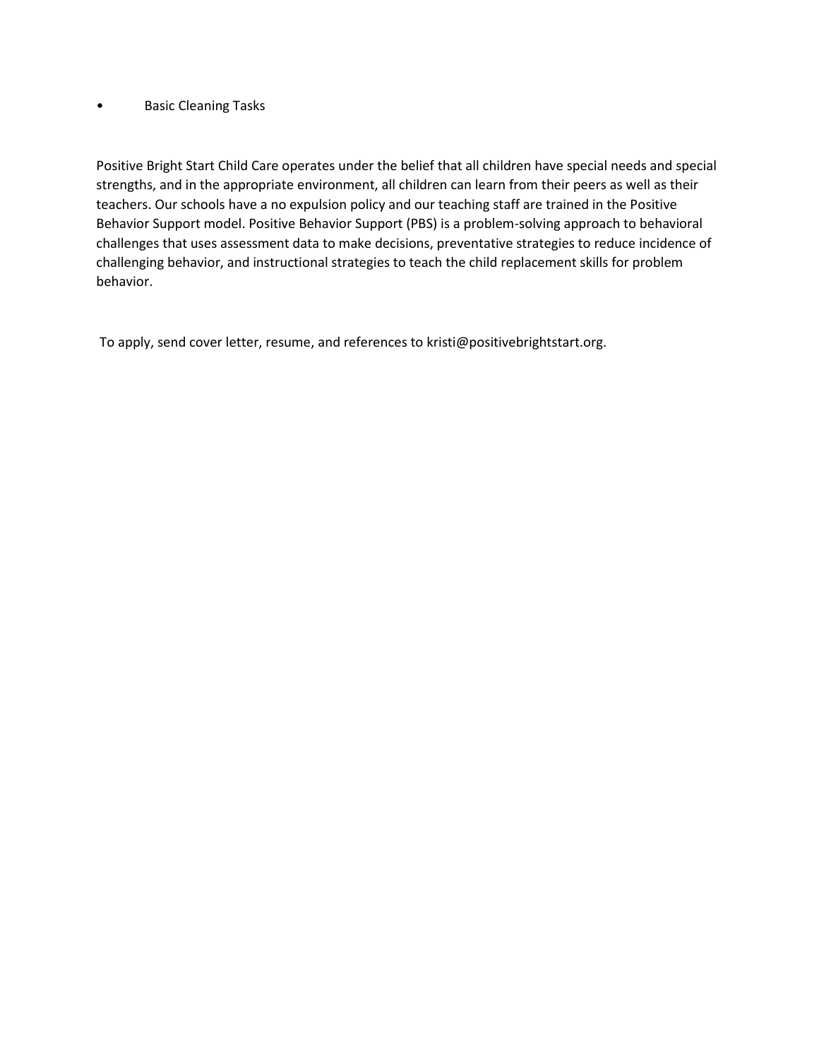- Basic Cleaning Tasks

Positive Bright Start Child Care operates under the belief that all children have special needs and special strengths, and in the appropriate environment, all children can learn from their peers as well as their teachers. Our schools have a no expulsion policy and our teaching staff are trained in the Positive Behavior Support model. Positive Behavior Support (PBS) is a problem-solving approach to behavioral challenges that uses assessment data to make decisions, preventative strategies to reduce incidence of challenging behavior, and instructional strategies to teach the child replacement skills for problem behavior.

To apply, send cover letter, resume, and references to kristi@positivebrightstart.org.